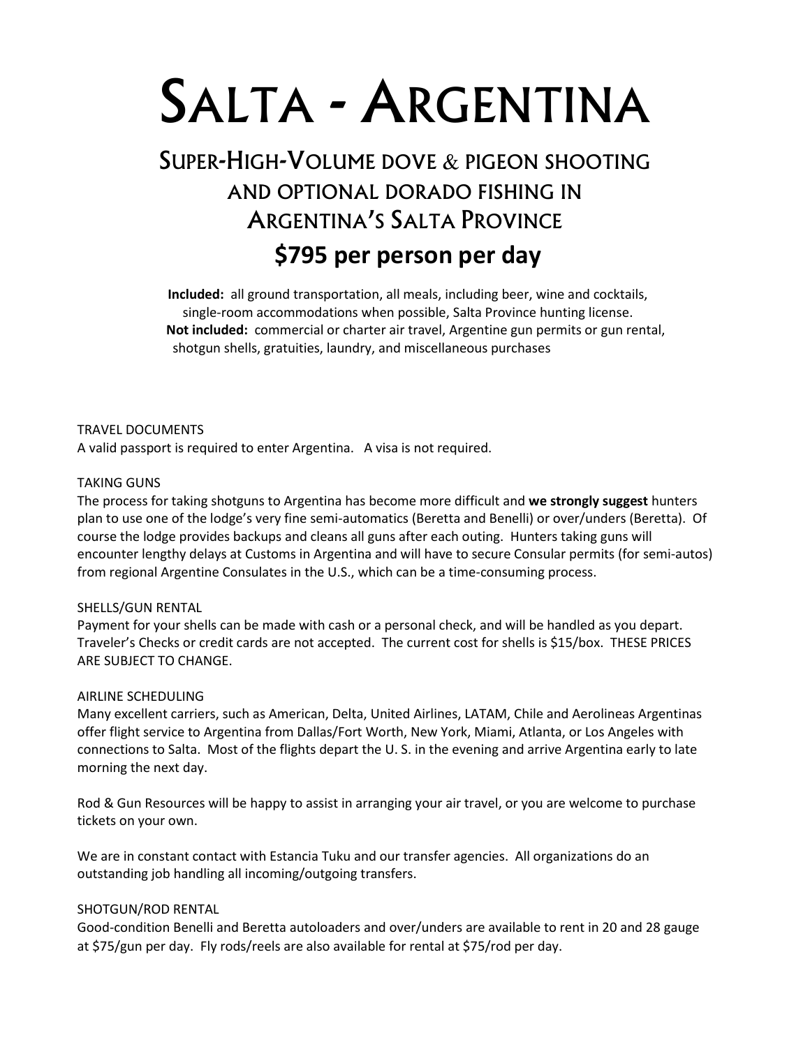# Salta - Argentina

## Super-High-Volume dove & pigeon shooting and optional dorado fishing in Argentina's Salta Province

## $795 per person per day

**Included:** all ground transportation, all meals, including beer, wine and cocktails, single-room accommodations when possible, Salta Province hunting license.
**Not included:** commercial or charter air travel, Argentine gun permits or gun rental, shotgun shells, gratuities, laundry, and miscellaneous purchases

TRAVEL DOCUMENTS
A valid passport is required to enter Argentina. A visa is not required.

TAKING GUNS
The process for taking shotguns to Argentina has become more difficult and **we strongly suggest** hunters plan to use one of the lodge's very fine semi-automatics (Beretta and Benelli) or over/unders (Beretta). Of course the lodge provides backups and cleans all guns after each outing. Hunters taking guns will encounter lengthy delays at Customs in Argentina and will have to secure Consular permits (for semi-autos) from regional Argentine Consulates in the U.S., which can be a time-consuming process.

SHELLS/GUN RENTAL
Payment for your shells can be made with cash or a personal check, and will be handled as you depart. Traveler's Checks or credit cards are not accepted. The current cost for shells is $15/box. THESE PRICES ARE SUBJECT TO CHANGE.

AIRLINE SCHEDULING
Many excellent carriers, such as American, Delta, United Airlines, LATAM, Chile and Aerolineas Argentinas offer flight service to Argentina from Dallas/Fort Worth, New York, Miami, Atlanta, or Los Angeles with connections to Salta. Most of the flights depart the U. S. in the evening and arrive Argentina early to late morning the next day.

Rod & Gun Resources will be happy to assist in arranging your air travel, or you are welcome to purchase tickets on your own.

We are in constant contact with Estancia Tuku and our transfer agencies. All organizations do an outstanding job handling all incoming/outgoing transfers.

SHOTGUN/ROD RENTAL
Good-condition Benelli and Beretta autoloaders and over/unders are available to rent in 20 and 28 gauge at $75/gun per day. Fly rods/reels are also available for rental at $75/rod per day.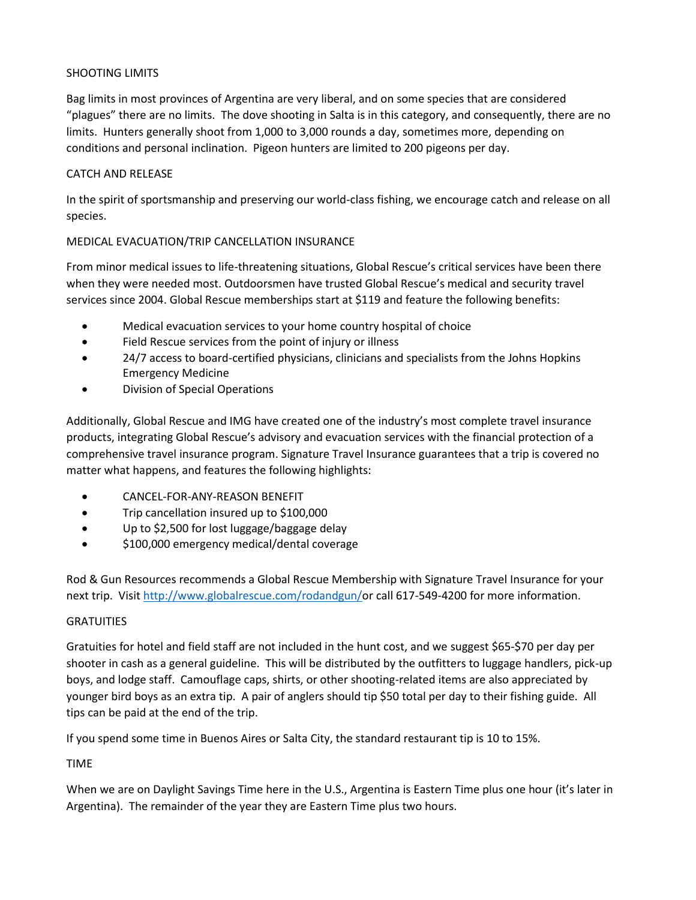## SHOOTING LIMITS

Bag limits in most provinces of Argentina are very liberal, and on some species that are considered "plagues" there are no limits. The dove shooting in Salta is in this category, and consequently, there are no limits. Hunters generally shoot from 1,000 to 3,000 rounds a day, sometimes more, depending on conditions and personal inclination. Pigeon hunters are limited to 200 pigeons per day.

## CATCH AND RELEASE

In the spirit of sportsmanship and preserving our world-class fishing, we encourage catch and release on all species.

## MEDICAL EVACUATION/TRIP CANCELLATION INSURANCE

From minor medical issues to life-threatening situations, Global Rescue's critical services have been there when they were needed most. Outdoorsmen have trusted Global Rescue's medical and security travel services since 2004. Global Rescue memberships start at $119 and feature the following benefits:

- Medical evacuation services to your home country hospital of choice
- Field Rescue services from the point of injury or illness
- 24/7 access to board-certified physicians, clinicians and specialists from the Johns Hopkins Emergency Medicine
- Division of Special Operations

Additionally, Global Rescue and IMG have created one of the industry's most complete travel insurance products, integrating Global Rescue's advisory and evacuation services with the financial protection of a comprehensive travel insurance program. Signature Travel Insurance guarantees that a trip is covered no matter what happens, and features the following highlights:

- CANCEL-FOR-ANY-REASON BENEFIT
- Trip cancellation insured up to $100,000
- Up to $2,500 for lost luggage/baggage delay
- $100,000 emergency medical/dental coverage

Rod & Gun Resources recommends a Global Rescue Membership with Signature Travel Insurance for your next trip. Visit [http://www.globalrescue.com/rodandgun/](http://www.globalrescue.com/rodandgun/)or call 617-549-4200 for more information.

## GRATUITIES

Gratuities for hotel and field staff are not included in the hunt cost, and we suggest $65-$70 per day per shooter in cash as a general guideline. This will be distributed by the outfitters to luggage handlers, pick-up boys, and lodge staff. Camouflage caps, shirts, or other shooting-related items are also appreciated by younger bird boys as an extra tip. A pair of anglers should tip $50 total per day to their fishing guide. All tips can be paid at the end of the trip.

If you spend some time in Buenos Aires or Salta City, the standard restaurant tip is 10 to 15%.

## TIME

When we are on Daylight Savings Time here in the U.S., Argentina is Eastern Time plus one hour (it's later in Argentina). The remainder of the year they are Eastern Time plus two hours.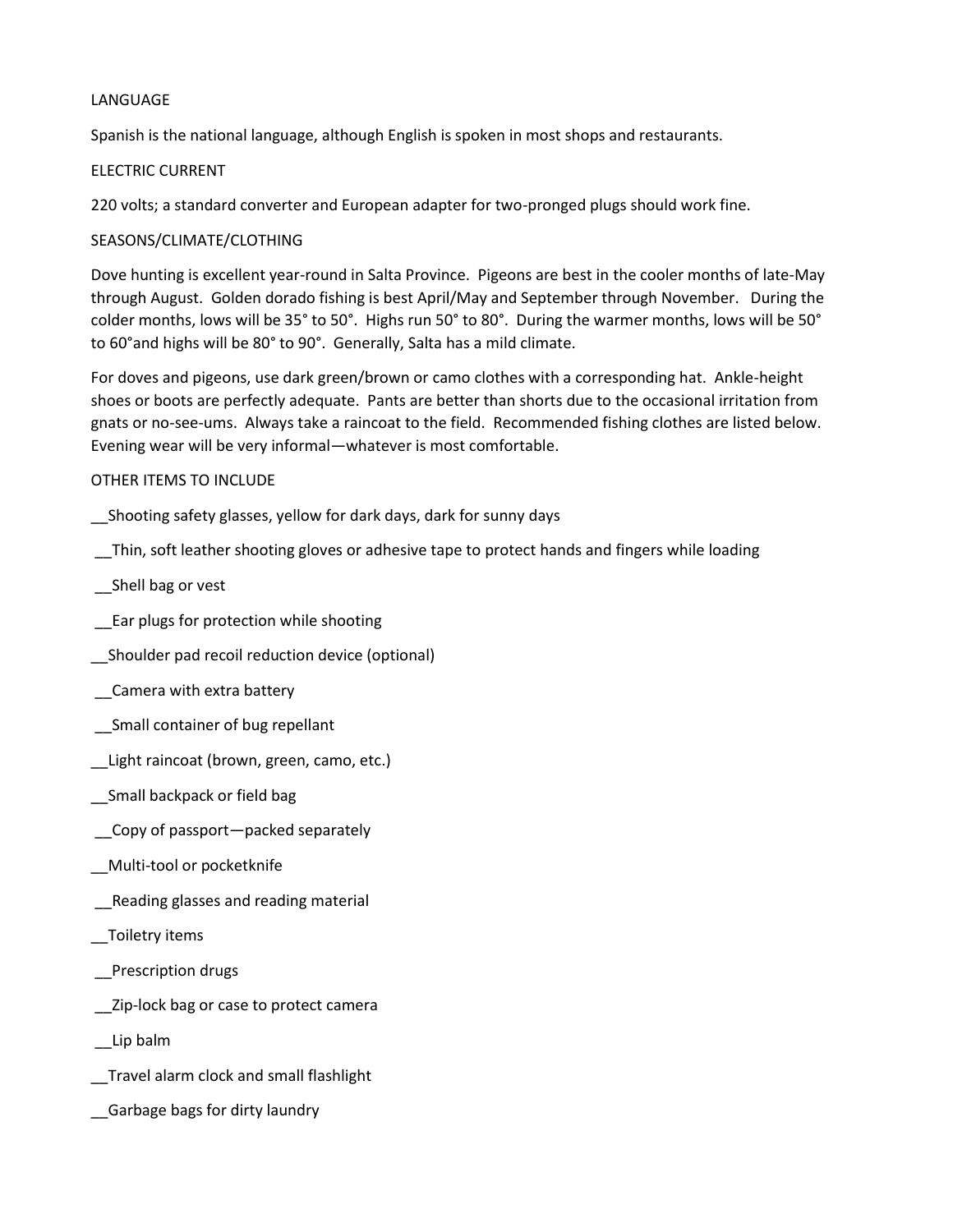## LANGUAGE

Spanish is the national language, although English is spoken in most shops and restaurants.

## ELECTRIC CURRENT

220 volts; a standard converter and European adapter for two-pronged plugs should work fine.

## SEASONS/CLIMATE/CLOTHING

Dove hunting is excellent year-round in Salta Province. Pigeons are best in the cooler months of late-May through August. Golden dorado fishing is best April/May and September through November. During the colder months, lows will be 35° to 50°. Highs run 50° to 80°. During the warmer months, lows will be 50° to 60°and highs will be 80° to 90°. Generally, Salta has a mild climate.

For doves and pigeons, use dark green/brown or camo clothes with a corresponding hat. Ankle-height shoes or boots are perfectly adequate. Pants are better than shorts due to the occasional irritation from gnats or no-see-ums. Always take a raincoat to the field. Recommended fishing clothes are listed below. Evening wear will be very informal—whatever is most comfortable.

## OTHER ITEMS TO INCLUDE

__Shooting safety glasses, yellow for dark days, dark for sunny days

__Thin, soft leather shooting gloves or adhesive tape to protect hands and fingers while loading

__Shell bag or vest

__Ear plugs for protection while shooting

__Shoulder pad recoil reduction device (optional)

__Camera with extra battery

__Small container of bug repellant

__Light raincoat (brown, green, camo, etc.)

__Small backpack or field bag

__Copy of passport—packed separately

__Multi-tool or pocketknife

__Reading glasses and reading material

__Toiletry items

__Prescription drugs

__Zip-lock bag or case to protect camera

__Lip balm

__Travel alarm clock and small flashlight

__Garbage bags for dirty laundry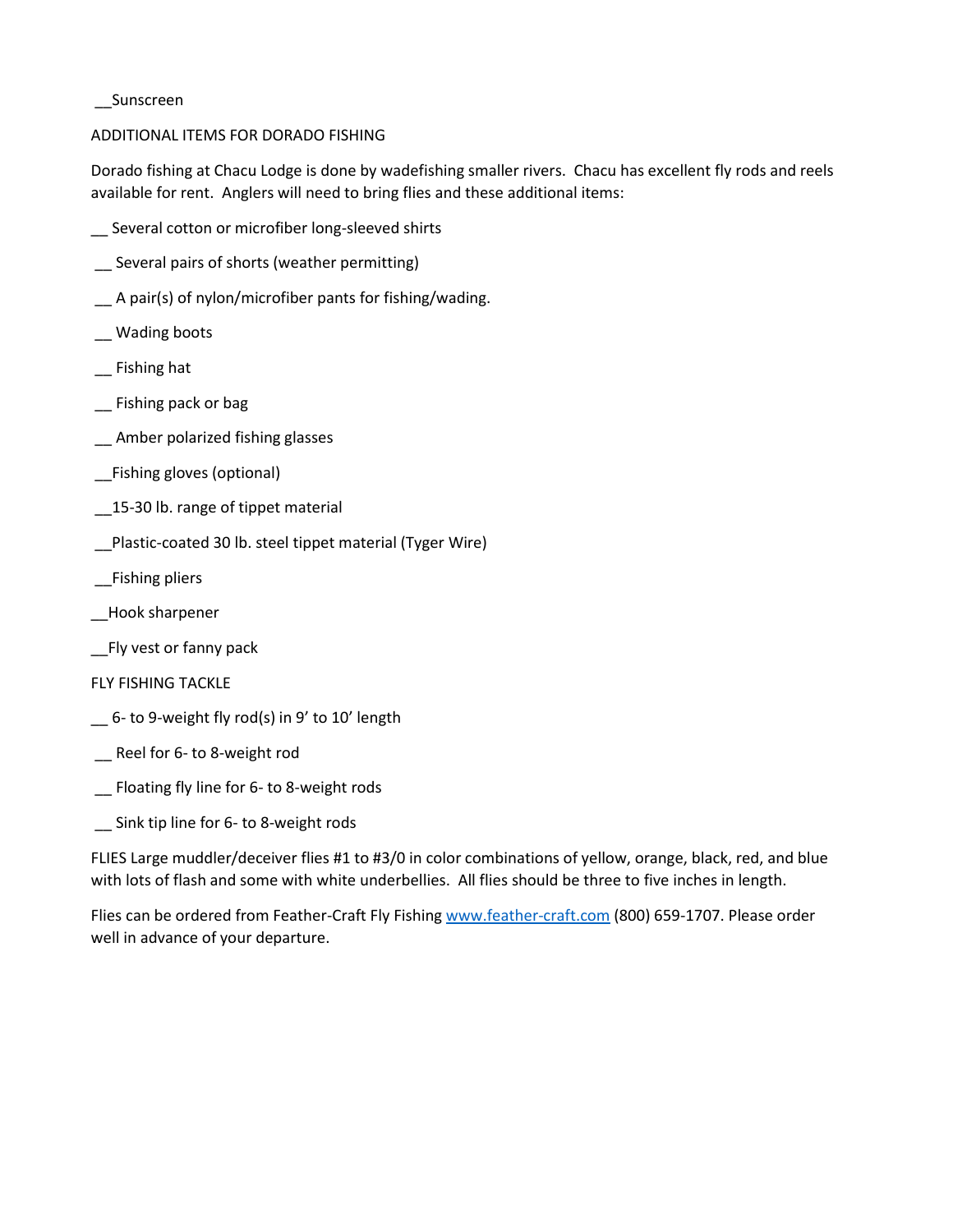__Sunscreen

## ADDITIONAL ITEMS FOR DORADO FISHING

Dorado fishing at Chacu Lodge is done by wadefishing smaller rivers.  Chacu has excellent fly rods and reels available for rent.  Anglers will need to bring flies and these additional items:

__ Several cotton or microfiber long-sleeved shirts

__ Several pairs of shorts (weather permitting)

__ A pair(s) of nylon/microfiber pants for fishing/wading.

__ Wading boots

__ Fishing hat

__ Fishing pack or bag

__ Amber polarized fishing glasses

__Fishing gloves (optional)

__15-30 lb. range of tippet material

__Plastic-coated 30 lb. steel tippet material (Tyger Wire)

__Fishing pliers

__Hook sharpener

__Fly vest or fanny pack

## FLY FISHING TACKLE

__ 6- to 9-weight fly rod(s) in 9' to 10' length

__ Reel for 6- to 8-weight rod

__ Floating fly line for 6- to 8-weight rods

__ Sink tip line for 6- to 8-weight rods

FLIES Large muddler/deceiver flies #1 to #3/0 in color combinations of yellow, orange, black, red, and blue with lots of flash and some with white underbellies.  All flies should be three to five inches in length.

Flies can be ordered from Feather-Craft Fly Fishing [www.feather-craft.com](http://www.feather-craft.com) (800) 659-1707. Please order well in advance of your departure.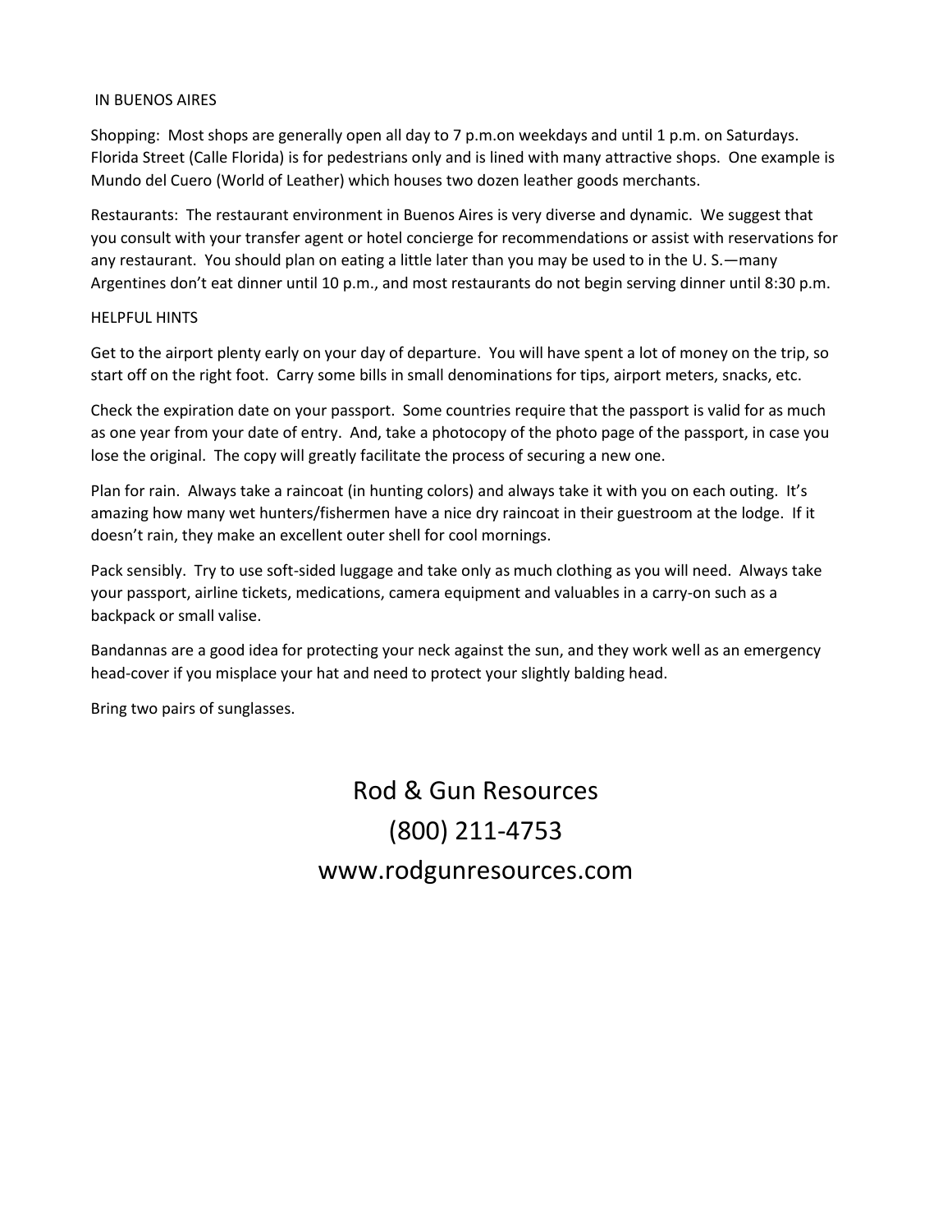## IN BUENOS AIRES

Shopping: Most shops are generally open all day to 7 p.m.on weekdays and until 1 p.m. on Saturdays. Florida Street (Calle Florida) is for pedestrians only and is lined with many attractive shops. One example is Mundo del Cuero (World of Leather) which houses two dozen leather goods merchants.

Restaurants: The restaurant environment in Buenos Aires is very diverse and dynamic. We suggest that you consult with your transfer agent or hotel concierge for recommendations or assist with reservations for any restaurant. You should plan on eating a little later than you may be used to in the U. S.—many Argentines don't eat dinner until 10 p.m., and most restaurants do not begin serving dinner until 8:30 p.m.

## HELPFUL HINTS

Get to the airport plenty early on your day of departure. You will have spent a lot of money on the trip, so start off on the right foot. Carry some bills in small denominations for tips, airport meters, snacks, etc.

Check the expiration date on your passport. Some countries require that the passport is valid for as much as one year from your date of entry. And, take a photocopy of the photo page of the passport, in case you lose the original. The copy will greatly facilitate the process of securing a new one.

Plan for rain. Always take a raincoat (in hunting colors) and always take it with you on each outing. It's amazing how many wet hunters/fishermen have a nice dry raincoat in their guestroom at the lodge. If it doesn't rain, they make an excellent outer shell for cool mornings.

Pack sensibly. Try to use soft-sided luggage and take only as much clothing as you will need. Always take your passport, airline tickets, medications, camera equipment and valuables in a carry-on such as a backpack or small valise.

Bandannas are a good idea for protecting your neck against the sun, and they work well as an emergency head-cover if you misplace your hat and need to protect your slightly balding head.

Bring two pairs of sunglasses.

Rod & Gun Resources

(800) 211-4753

www.rodgunresources.com